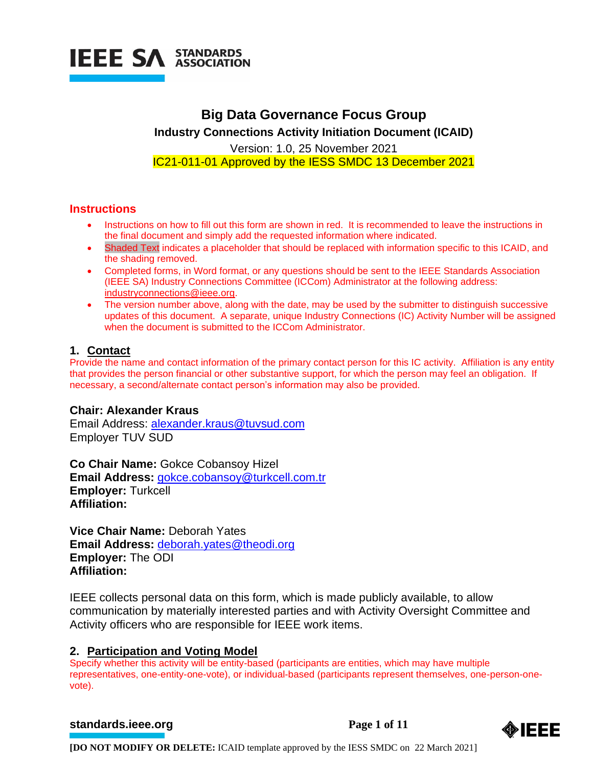# Big Data Governance Focus Group

**Industry Connections Activity Initiation Document (ICAID)**

Version: 1.0, 25 November 2021

IC21-011-01 Approved by the IESS SMDC 13 December 2021

## Instructions

- Instructions on how to fill out this form are shown in red. It is recommended to leave the instructions in the final document and simply add the requested information where indicated.
- Shaded Text indicates a placeholder that should be replaced with information specific to this ICAID, and the shading removed.
- Completed forms, in Word format, or any questions should be sent to the IEEE Standards Association (IEEE SA) Industry Connections Committee (ICCom) Administrator at the following address: industryconnections@ieee.org.
- The version number above, along with the date, may be used by the submitter to distinguish successive updates of this document. A separate, unique Industry Connections (IC) Activity Number will be assigned when the document is submitted to the ICCom Administrator.

## 1. Contact

Provide the name and contact information of the primary contact person for this IC activity. Affiliation is any entity that provides the person financial or other substantive support, for which the person may feel an obligation. If necessary, a second/alternate contact person's information may also be provided.

**Chair: Alexander Kraus**
Email Address: alexander.kraus@tuvsud.com
Employer TUV SUD

**Co Chair Name:** Gokce Cobansoy Hizel
**Email Address:** gokce.cobansoy@turkcell.com.tr
**Employer:** Turkcell
**Affiliation:**

**Vice Chair Name:** Deborah Yates
**Email Address:** deborah.yates@theodi.org
**Employer:** The ODI
**Affiliation:**

IEEE collects personal data on this form, which is made publicly available, to allow communication by materially interested parties and with Activity Oversight Committee and Activity officers who are responsible for IEEE work items.

## 2. Participation and Voting Model

Specify whether this activity will be entity-based (participants are entities, which may have multiple representatives, one-entity-one-vote), or individual-based (participants represent themselves, one-person-one-vote).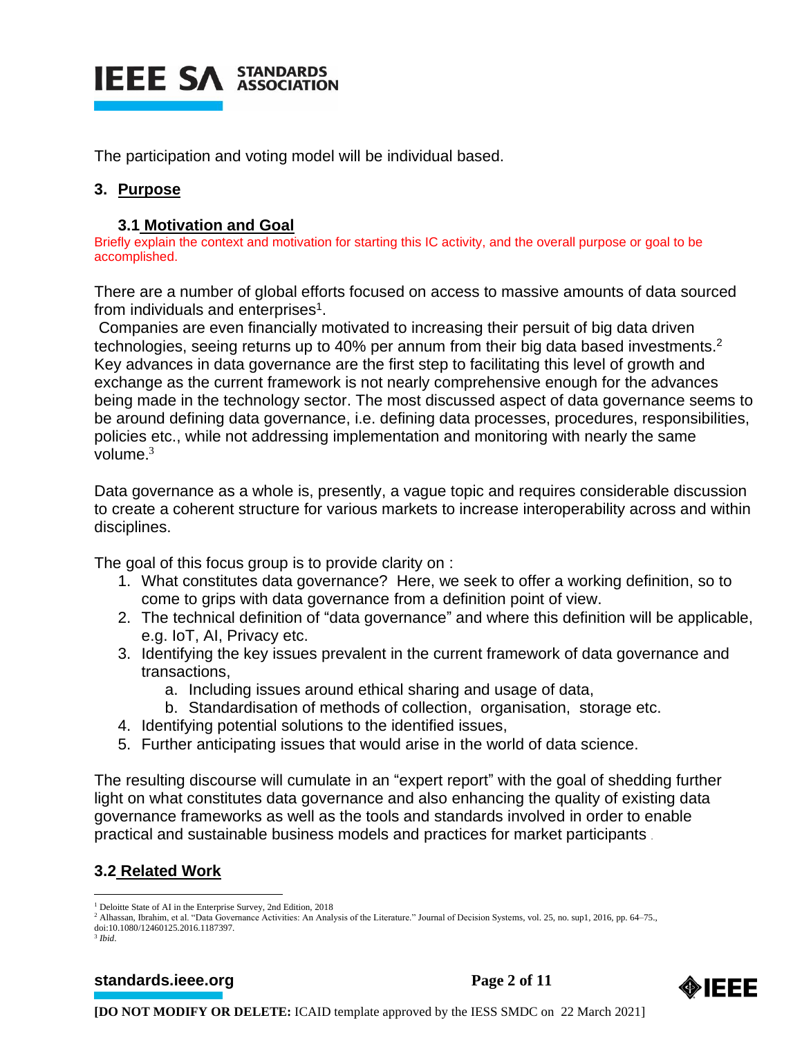The participation and voting model will be individual based.

## 3. Purpose

### 3.1 Motivation and Goal

Briefly explain the context and motivation for starting this IC activity, and the overall purpose or goal to be accomplished.

There are a number of global efforts focused on access to massive amounts of data sourced from individuals and enterprises[1].

Companies are even financially motivated to increasing their persuit of big data driven technologies, seeing returns up to 40% per annum from their big data based investments.[2] Key advances in data governance are the first step to facilitating this level of growth and exchange as the current framework is not nearly comprehensive enough for the advances being made in the technology sector. The most discussed aspect of data governance seems to be around defining data governance, i.e. defining data processes, procedures, responsibilities, policies etc., while not addressing implementation and monitoring with nearly the same volume.[3]

Data governance as a whole is, presently, a vague topic and requires considerable discussion to create a coherent structure for various markets to increase interoperability across and within disciplines.

The goal of this focus group is to provide clarity on :

1. What constitutes data governance? Here, we seek to offer a working definition, so to come to grips with data governance from a definition point of view.
2. The technical definition of "data governance" and where this definition will be applicable, e.g. IoT, AI, Privacy etc.
3. Identifying the key issues prevalent in the current framework of data governance and transactions,
   a. Including issues around ethical sharing and usage of data,
   b. Standardisation of methods of collection, organisation, storage etc.
4. Identifying potential solutions to the identified issues,
5. Further anticipating issues that would arise in the world of data science.

The resulting discourse will cumulate in an "expert report" with the goal of shedding further light on what constitutes data governance and also enhancing the quality of existing data governance frameworks as well as the tools and standards involved in order to enable practical and sustainable business models and practices for market participants .

### 3.2 Related Work

[1] Deloitte State of AI in the Enterprise Survey, 2nd Edition, 2018

[2] Alhassan, Ibrahim, et al. "Data Governance Activities: An Analysis of the Literature." Journal of Decision Systems, vol. 25, no. sup1, 2016, pp. 64–75., doi:10.1080/12460125.2016.1187397.

[3] *Ibid*.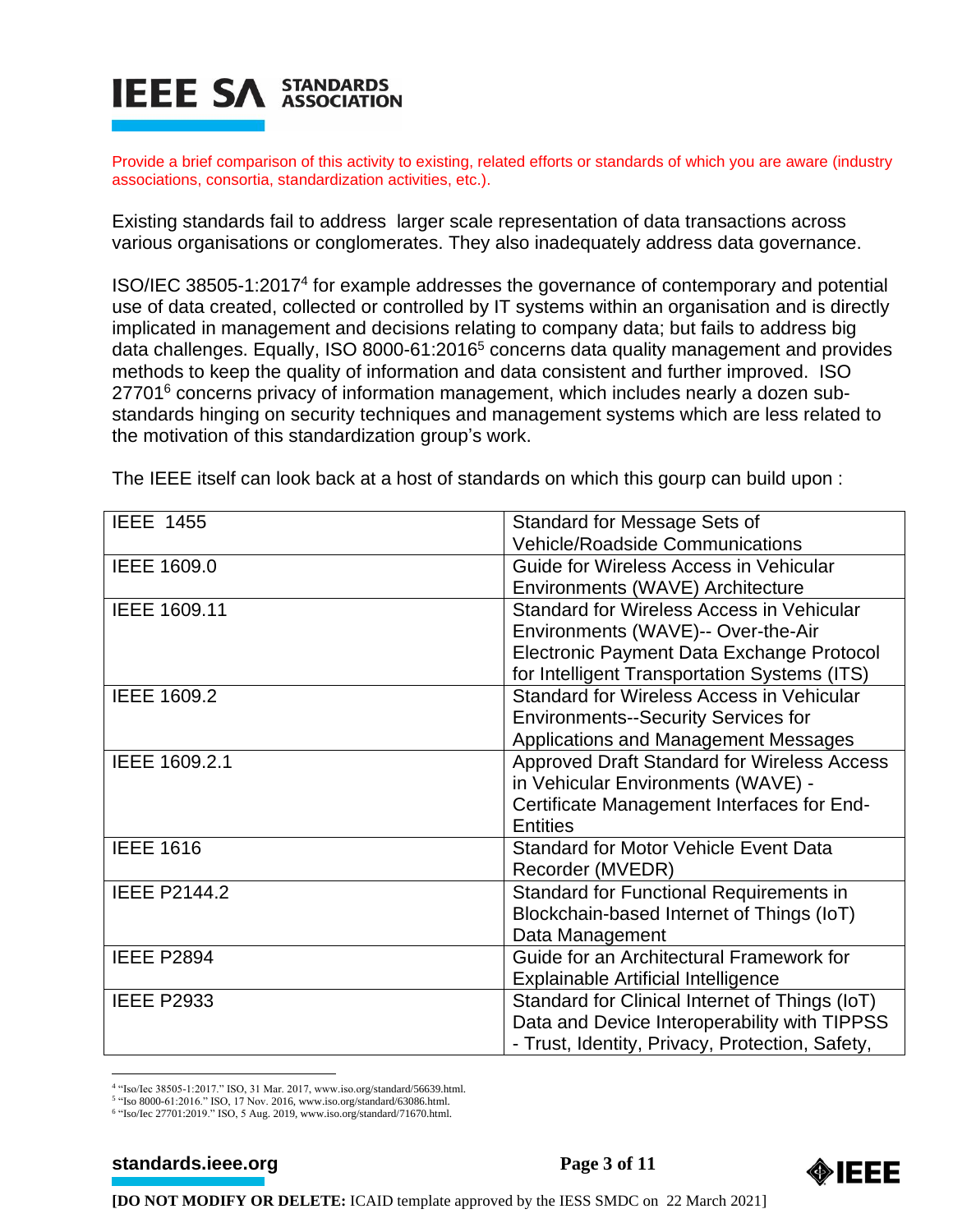Provide a brief comparison of this activity to existing, related efforts or standards of which you are aware (industry associations, consortia, standardization activities, etc.).

Existing standards fail to address larger scale representation of data transactions across various organisations or conglomerates. They also inadequately address data governance.

ISO/IEC 38505-1:2017[4] for example addresses the governance of contemporary and potential use of data created, collected or controlled by IT systems within an organisation and is directly implicated in management and decisions relating to company data; but fails to address big data challenges. Equally, ISO 8000-61:2016[5] concerns data quality management and provides methods to keep the quality of information and data consistent and further improved. ISO 27701[6] concerns privacy of information management, which includes nearly a dozen sub-standards hinging on security techniques and management systems which are less related to the motivation of this standardization group's work.

The IEEE itself can look back at a host of standards on which this gourp can build upon :

| | |
|---|---|
| IEEE 1455 | Standard for Message Sets of Vehicle/Roadside Communications |
| IEEE 1609.0 | Guide for Wireless Access in Vehicular Environments (WAVE) Architecture |
| IEEE 1609.11 | Standard for Wireless Access in Vehicular Environments (WAVE)-- Over-the-Air Electronic Payment Data Exchange Protocol for Intelligent Transportation Systems (ITS) |
| IEEE 1609.2 | Standard for Wireless Access in Vehicular Environments--Security Services for Applications and Management Messages |
| IEEE 1609.2.1 | Approved Draft Standard for Wireless Access in Vehicular Environments (WAVE) - Certificate Management Interfaces for End-Entities |
| IEEE 1616 | Standard for Motor Vehicle Event Data Recorder (MVEDR) |
| IEEE P2144.2 | Standard for Functional Requirements in Blockchain-based Internet of Things (IoT) Data Management |
| IEEE P2894 | Guide for an Architectural Framework for Explainable Artificial Intelligence |
| IEEE P2933 | Standard for Clinical Internet of Things (IoT) Data and Device Interoperability with TIPPSS - Trust, Identity, Privacy, Protection, Safety, |

[4] "Iso/Iec 38505-1:2017." ISO, 31 Mar. 2017, www.iso.org/standard/56639.html.
[5] "Iso 8000-61:2016." ISO, 17 Nov. 2016, www.iso.org/standard/63086.html.
[6] "Iso/Iec 27701:2019." ISO, 5 Aug. 2019, www.iso.org/standard/71670.html.

**[DO NOT MODIFY OR DELETE:** ICAID template approved by the IESS SMDC on 22 March 2021]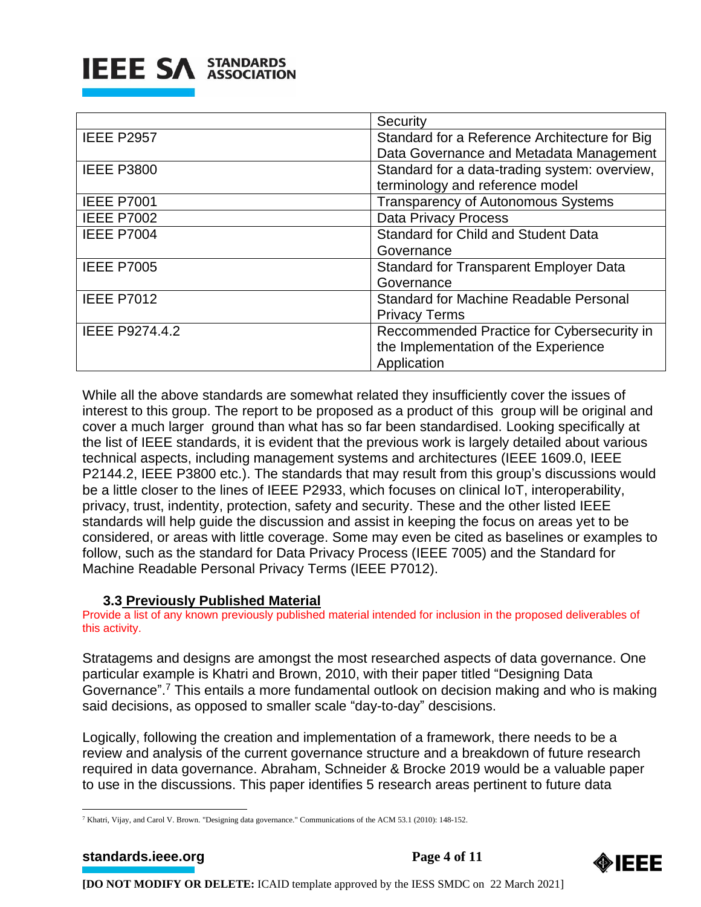| | |
|---|---|
| | Security |
| IEEE P2957 | Standard for a Reference Architecture for Big Data Governance and Metadata Management |
| IEEE P3800 | Standard for a data-trading system: overview, terminology and reference model |
| IEEE P7001 | Transparency of Autonomous Systems |
| IEEE P7002 | Data Privacy Process |
| IEEE P7004 | Standard for Child and Student Data Governance |
| IEEE P7005 | Standard for Transparent Employer Data Governance |
| IEEE P7012 | Standard for Machine Readable Personal Privacy Terms |
| IEEE P9274.4.2 | Reccommended Practice for Cybersecurity in the Implementation of the Experience Application |

While all the above standards are somewhat related they insufficiently cover the issues of interest to this group. The report to be proposed as a product of this group will be original and cover a much larger ground than what has so far been standardised. Looking specifically at the list of IEEE standards, it is evident that the previous work is largely detailed about various technical aspects, including management systems and architectures (IEEE 1609.0, IEEE P2144.2, IEEE P3800 etc.). The standards that may result from this group's discussions would be a little closer to the lines of IEEE P2933, which focuses on clinical IoT, interoperability, privacy, trust, indentity, protection, safety and security. These and the other listed IEEE standards will help guide the discussion and assist in keeping the focus on areas yet to be considered, or areas with little coverage. Some may even be cited as baselines or examples to follow, such as the standard for Data Privacy Process (IEEE 7005) and the Standard for Machine Readable Personal Privacy Terms (IEEE P7012).

### 3.3 Previously Published Material

Provide a list of any known previously published material intended for inclusion in the proposed deliverables of this activity.

Stratagems and designs are amongst the most researched aspects of data governance. One particular example is Khatri and Brown, 2010, with their paper titled "Designing Data Governance".[7] This entails a more fundamental outlook on decision making and who is making said decisions, as opposed to smaller scale "day-to-day" descisions.

Logically, following the creation and implementation of a framework, there needs to be a review and analysis of the current governance structure and a breakdown of future research required in data governance. Abraham, Schneider & Brocke 2019 would be a valuable paper to use in the discussions. This paper identifies 5 research areas pertinent to future data

[7] Khatri, Vijay, and Carol V. Brown. "Designing data governance." Communications of the ACM 53.1 (2010): 148-152.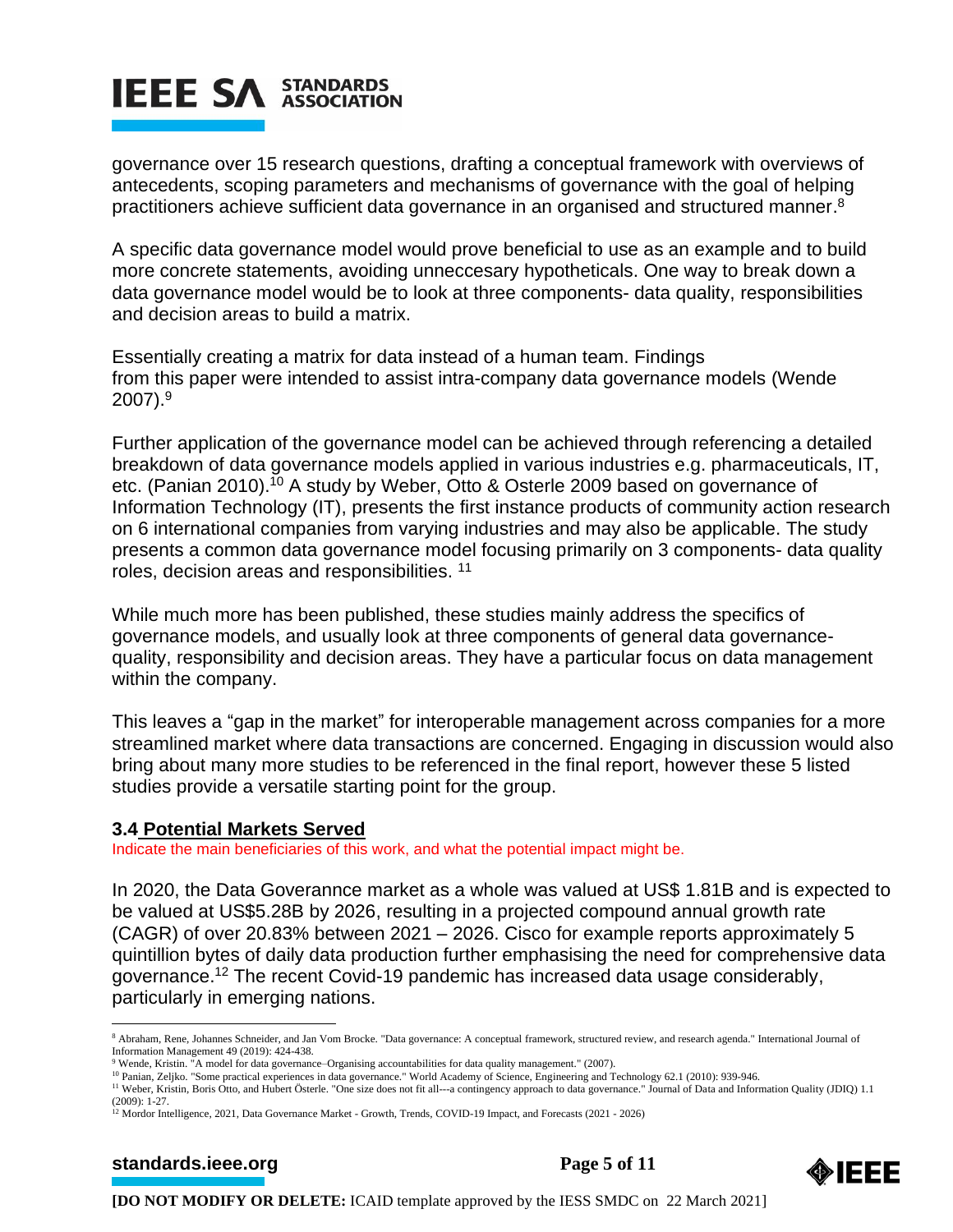governance over 15 research questions, drafting a conceptual framework with overviews of antecedents, scoping parameters and mechanisms of governance with the goal of helping practitioners achieve sufficient data governance in an organised and structured manner.[8]

A specific data governance model would prove beneficial to use as an example and to build more concrete statements, avoiding unneccesary hypotheticals. One way to break down a data governance model would be to look at three components- data quality, responsibilities and decision areas to build a matrix.

Essentially creating a matrix for data instead of a human team. Findings from this paper were intended to assist intra-company data governance models (Wende 2007).[9]

Further application of the governance model can be achieved through referencing a detailed breakdown of data governance models applied in various industries e.g. pharmaceuticals, IT, etc. (Panian 2010).[10] A study by Weber, Otto & Osterle 2009 based on governance of Information Technology (IT), presents the first instance products of community action research on 6 international companies from varying industries and may also be applicable. The study presents a common data governance model focusing primarily on 3 components- data quality roles, decision areas and responsibilities. [11]

While much more has been published, these studies mainly address the specifics of governance models, and usually look at three components of general data governance- quality, responsibility and decision areas. They have a particular focus on data management within the company.

This leaves a "gap in the market" for interoperable management across companies for a more streamlined market where data transactions are concerned. Engaging in discussion would also bring about many more studies to be referenced in the final report, however these 5 listed studies provide a versatile starting point for the group.

### 3.4 Potential Markets Served

Indicate the main beneficiaries of this work, and what the potential impact might be.

In 2020, the Data Goverannce market as a whole was valued at US$ 1.81B and is expected to be valued at US$5.28B by 2026, resulting in a projected compound annual growth rate (CAGR) of over 20.83% between 2021 – 2026. Cisco for example reports approximately 5 quintillion bytes of daily data production further emphasising the need for comprehensive data governance.[12] The recent Covid-19 pandemic has increased data usage considerably, particularly in emerging nations.

[8] Abraham, Rene, Johannes Schneider, and Jan Vom Brocke. "Data governance: A conceptual framework, structured review, and research agenda." International Journal of Information Management 49 (2019): 424-438.

[9] Wende, Kristin. "A model for data governance–Organising accountabilities for data quality management." (2007).

[10] Panian, Zeljko. "Some practical experiences in data governance." World Academy of Science, Engineering and Technology 62.1 (2010): 939-946.

[11] Weber, Kristin, Boris Otto, and Hubert Österle. "One size does not fit all---a contingency approach to data governance." Journal of Data and Information Quality (JDIQ) 1.1 (2009): 1-27.

[12] Mordor Intelligence, 2021, Data Governance Market - Growth, Trends, COVID-19 Impact, and Forecasts (2021 - 2026)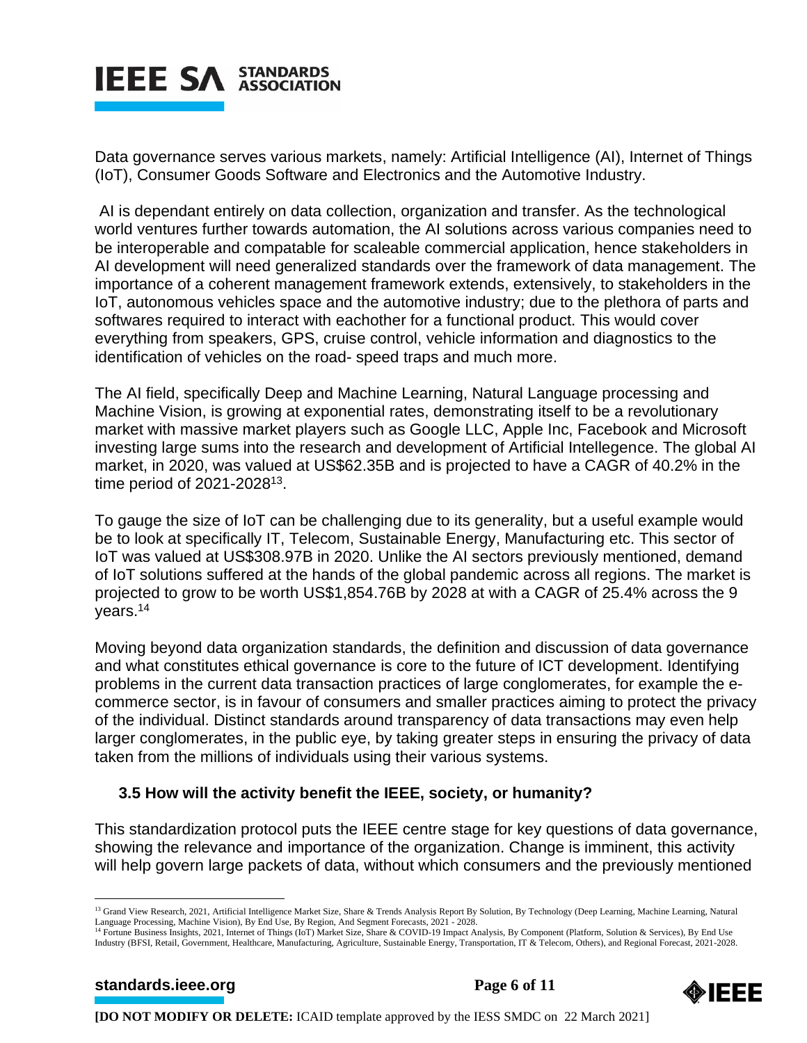Data governance serves various markets, namely: Artificial Intelligence (AI), Internet of Things (IoT), Consumer Goods Software and Electronics and the Automotive Industry.

AI is dependant entirely on data collection, organization and transfer. As the technological world ventures further towards automation, the AI solutions across various companies need to be interoperable and compatable for scaleable commercial application, hence stakeholders in AI development will need generalized standards over the framework of data management. The importance of a coherent management framework extends, extensively, to stakeholders in the IoT, autonomous vehicles space and the automotive industry; due to the plethora of parts and softwares required to interact with eachother for a functional product. This would cover everything from speakers, GPS, cruise control, vehicle information and diagnostics to the identification of vehicles on the road- speed traps and much more.

The AI field, specifically Deep and Machine Learning, Natural Language processing and Machine Vision, is growing at exponential rates, demonstrating itself to be a revolutionary market with massive market players such as Google LLC, Apple Inc, Facebook and Microsoft investing large sums into the research and development of Artificial Intellegence. The global AI market, in 2020, was valued at US$62.35B and is projected to have a CAGR of 40.2% in the time period of 2021-2028[13].

To gauge the size of IoT can be challenging due to its generality, but a useful example would be to look at specifically IT, Telecom, Sustainable Energy, Manufacturing etc. This sector of IoT was valued at US$308.97B in 2020. Unlike the AI sectors previously mentioned, demand of IoT solutions suffered at the hands of the global pandemic across all regions. The market is projected to grow to be worth US$1,854.76B by 2028 at with a CAGR of 25.4% across the 9 years.[14]

Moving beyond data organization standards, the definition and discussion of data governance and what constitutes ethical governance is core to the future of ICT development. Identifying problems in the current data transaction practices of large conglomerates, for example the e-commerce sector, is in favour of consumers and smaller practices aiming to protect the privacy of the individual. Distinct standards around transparency of data transactions may even help larger conglomerates, in the public eye, by taking greater steps in ensuring the privacy of data taken from the millions of individuals using their various systems.

### 3.5 How will the activity benefit the IEEE, society, or humanity?

This standardization protocol puts the IEEE centre stage for key questions of data governance, showing the relevance and importance of the organization. Change is imminent, this activity will help govern large packets of data, without which consumers and the previously mentioned

[13] Grand View Research, 2021, Artificial Intelligence Market Size, Share & Trends Analysis Report By Solution, By Technology (Deep Learning, Machine Learning, Natural Language Processing, Machine Vision), By End Use, By Region, And Segment Forecasts, 2021 - 2028.

[14] Fortune Business Insights, 2021, Internet of Things (IoT) Market Size, Share & COVID-19 Impact Analysis, By Component (Platform, Solution & Services), By End Use Industry (BFSI, Retail, Government, Healthcare, Manufacturing, Agriculture, Sustainable Energy, Transportation, IT & Telecom, Others), and Regional Forecast, 2021-2028.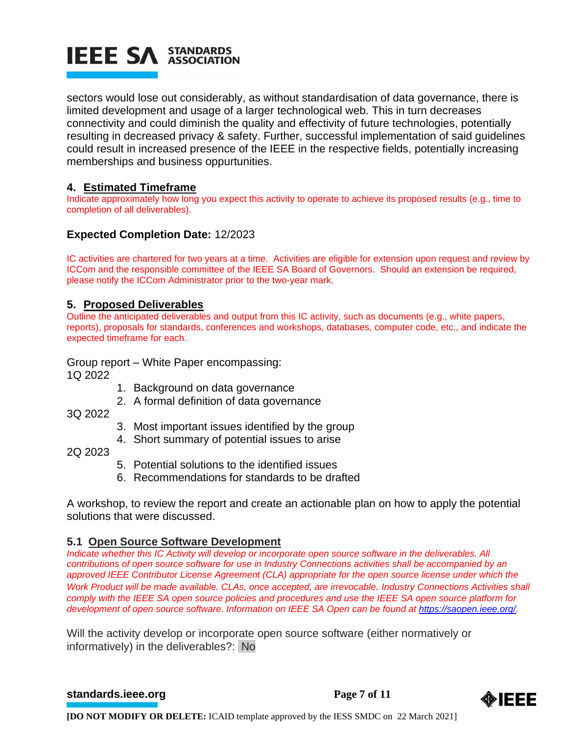sectors would lose out considerably, as without standardisation of data governance, there is limited development and usage of a larger technological web. This in turn decreases connectivity and could diminish the quality and effectivity of future technologies, potentially resulting in decreased privacy & safety. Further, successful implementation of said guidelines could result in increased presence of the IEEE in the respective fields, potentially increasing memberships and business oppurtunities.

## 4. Estimated Timeframe

Indicate approximately how long you expect this activity to operate to achieve its proposed results (e.g., time to completion of all deliverables).

**Expected Completion Date:** 12/2023

IC activities are chartered for two years at a time. Activities are eligible for extension upon request and review by ICCom and the responsible committee of the IEEE SA Board of Governors. Should an extension be required, please notify the ICCom Administrator prior to the two-year mark.

## 5. Proposed Deliverables

Outline the anticipated deliverables and output from this IC activity, such as documents (e.g., white papers, reports), proposals for standards, conferences and workshops, databases, computer code, etc., and indicate the expected timeframe for each.

Group report – White Paper encompassing:

1Q 2022

1. Background on data governance
2. A formal definition of data governance

3Q 2022

3. Most important issues identified by the group
4. Short summary of potential issues to arise

2Q 2023

5. Potential solutions to the identified issues
6. Recommendations for standards to be drafted

A workshop, to review the report and create an actionable plan on how to apply the potential solutions that were discussed.

### 5.1 Open Source Software Development

*Indicate whether this IC Activity will develop or incorporate open source software in the deliverables. All contributions of open source software for use in Industry Connections activities shall be accompanied by an approved IEEE Contributor License Agreement (CLA) appropriate for the open source license under which the Work Product will be made available. CLAs, once accepted, are irrevocable. Industry Connections Activities shall comply with the IEEE SA open source policies and procedures and use the IEEE SA open source platform for development of open source software. Information on IEEE SA Open can be found at https://saopen.ieee.org/.*

Will the activity develop or incorporate open source software (either normatively or informatively) in the deliverables?: No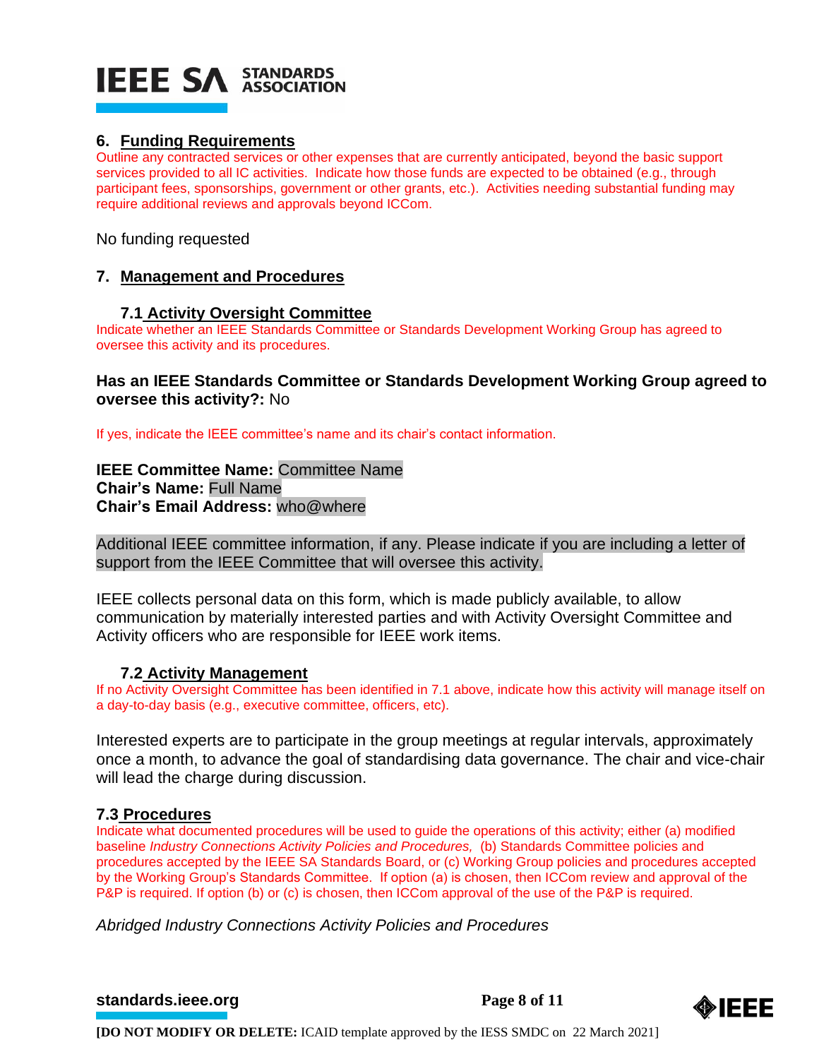## 6. Funding Requirements

Outline any contracted services or other expenses that are currently anticipated, beyond the basic support services provided to all IC activities. Indicate how those funds are expected to be obtained (e.g., through participant fees, sponsorships, government or other grants, etc.). Activities needing substantial funding may require additional reviews and approvals beyond ICCom.

No funding requested

## 7. Management and Procedures

### 7.1 Activity Oversight Committee

Indicate whether an IEEE Standards Committee or Standards Development Working Group has agreed to oversee this activity and its procedures.

**Has an IEEE Standards Committee or Standards Development Working Group agreed to oversee this activity?:** No

If yes, indicate the IEEE committee's name and its chair's contact information.

**IEEE Committee Name:** Committee Name
**Chair's Name:** Full Name
**Chair's Email Address:** who@where

Additional IEEE committee information, if any. Please indicate if you are including a letter of support from the IEEE Committee that will oversee this activity.

IEEE collects personal data on this form, which is made publicly available, to allow communication by materially interested parties and with Activity Oversight Committee and Activity officers who are responsible for IEEE work items.

### 7.2 Activity Management

If no Activity Oversight Committee has been identified in 7.1 above, indicate how this activity will manage itself on a day-to-day basis (e.g., executive committee, officers, etc).

Interested experts are to participate in the group meetings at regular intervals, approximately once a month, to advance the goal of standardising data governance. The chair and vice-chair will lead the charge during discussion.

### 7.3 Procedures

Indicate what documented procedures will be used to guide the operations of this activity; either (a) modified baseline *Industry Connections Activity Policies and Procedures,* (b) Standards Committee policies and procedures accepted by the IEEE SA Standards Board, or (c) Working Group policies and procedures accepted by the Working Group's Standards Committee. If option (a) is chosen, then ICCom review and approval of the P&P is required. If option (b) or (c) is chosen, then ICCom approval of the use of the P&P is required.

*Abridged Industry Connections Activity Policies and Procedures*

**[DO NOT MODIFY OR DELETE:** ICAID template approved by the IESS SMDC on 22 March 2021]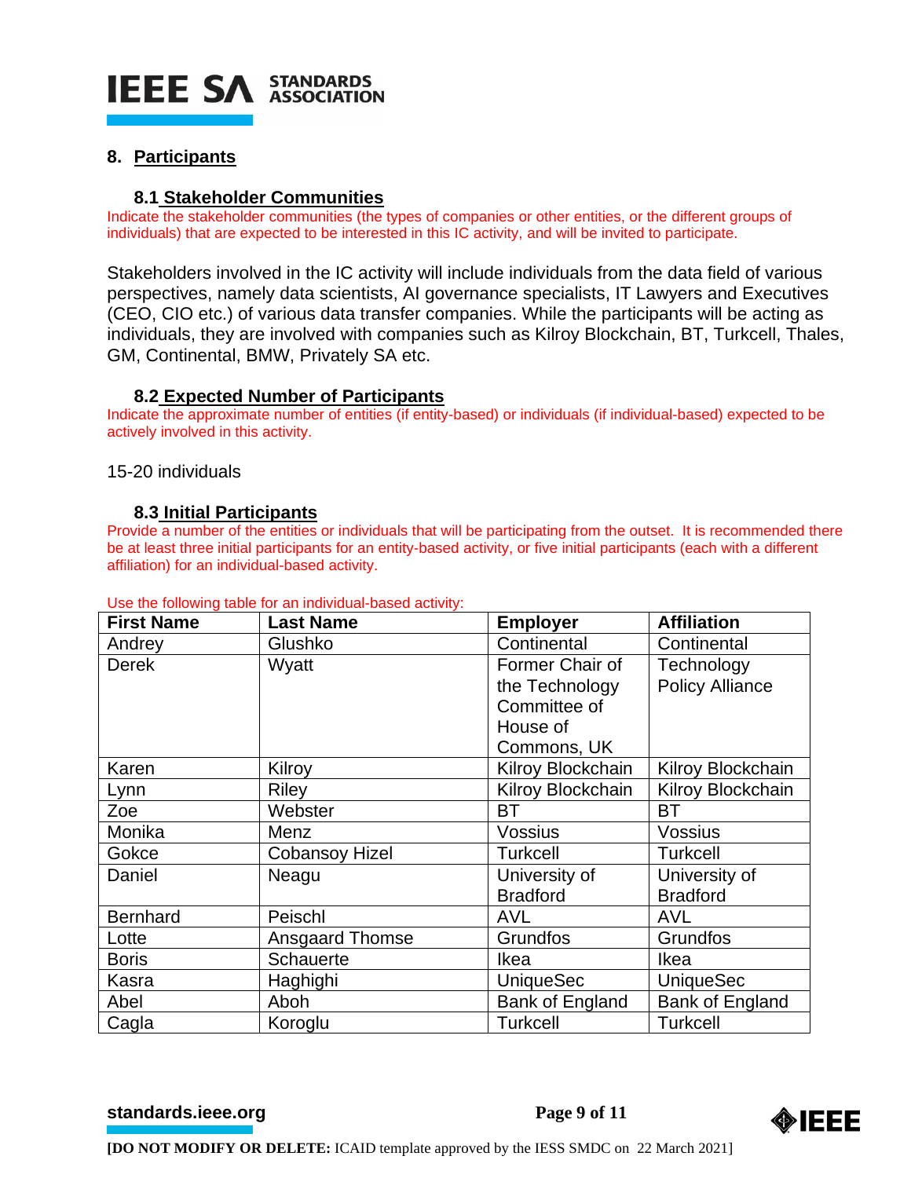## 8. Participants

### 8.1 Stakeholder Communities

Indicate the stakeholder communities (the types of companies or other entities, or the different groups of individuals) that are expected to be interested in this IC activity, and will be invited to participate.

Stakeholders involved in the IC activity will include individuals from the data field of various perspectives, namely data scientists, AI governance specialists, IT Lawyers and Executives (CEO, CIO etc.) of various data transfer companies. While the participants will be acting as individuals, they are involved with companies such as Kilroy Blockchain, BT, Turkcell, Thales, GM, Continental, BMW, Privately SA etc.

### 8.2 Expected Number of Participants

Indicate the approximate number of entities (if entity-based) or individuals (if individual-based) expected to be actively involved in this activity.

15-20 individuals

### 8.3 Initial Participants

Provide a number of the entities or individuals that will be participating from the outset. It is recommended there be at least three initial participants for an entity-based activity, or five initial participants (each with a different affiliation) for an individual-based activity.

Use the following table for an individual-based activity:

| First Name | Last Name | Employer | Affiliation |
|---|---|---|---|
| Andrey | Glushko | Continental | Continental |
| Derek | Wyatt | Former Chair of the Technology Committee of House of Commons, UK | Technology Policy Alliance |
| Karen | Kilroy | Kilroy Blockchain | Kilroy Blockchain |
| Lynn | Riley | Kilroy Blockchain | Kilroy Blockchain |
| Zoe | Webster | BT | BT |
| Monika | Menz | Vossius | Vossius |
| Gokce | Cobansoy Hizel | Turkcell | Turkcell |
| Daniel | Neagu | University of Bradford | University of Bradford |
| Bernhard | Peischl | AVL | AVL |
| Lotte | Ansgaard Thomse | Grundfos | Grundfos |
| Boris | Schauerte | Ikea | Ikea |
| Kasra | Haghighi | UniqueSec | UniqueSec |
| Abel | Aboh | Bank of England | Bank of England |
| Cagla | Koroglu | Turkcell | Turkcell |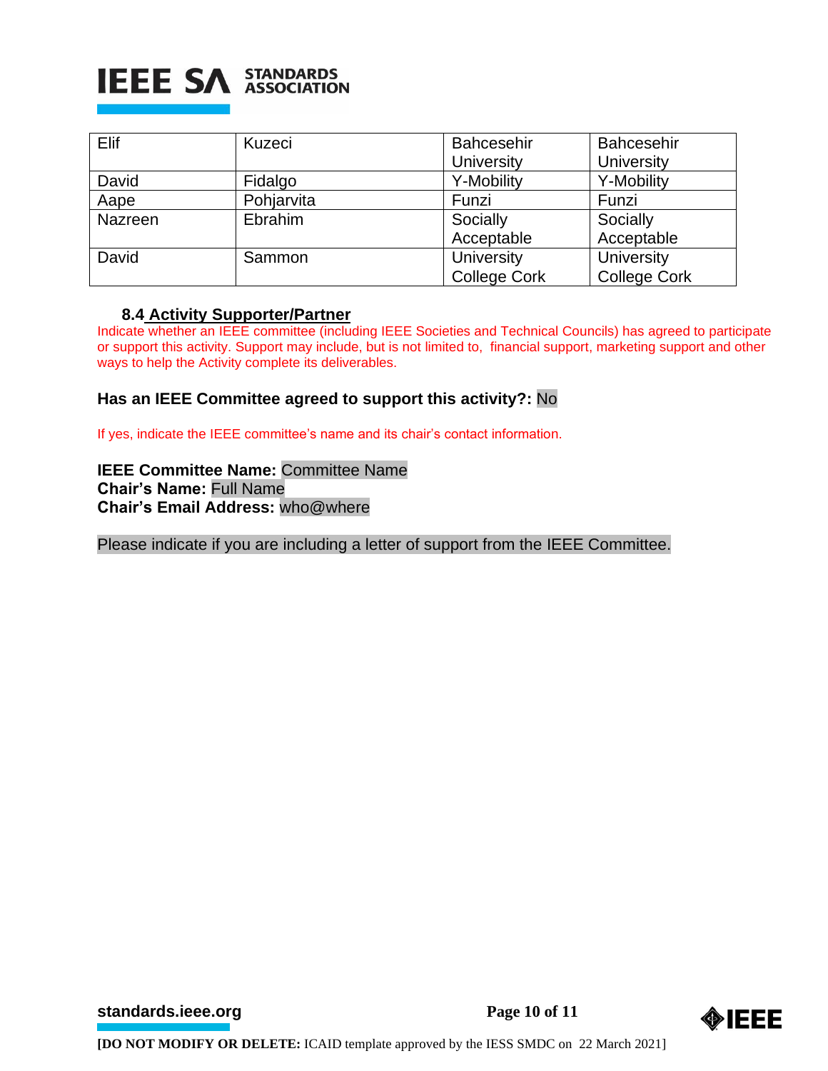| | | | |
|---|---|---|---|
| Elif | Kuzeci | Bahcesehir University | Bahcesehir University |
| David | Fidalgo | Y-Mobility | Y-Mobility |
| Aape | Pohjarvita | Funzi | Funzi |
| Nazreen | Ebrahim | Socially Acceptable | Socially Acceptable |
| David | Sammon | University College Cork | University College Cork |

### 8.4 Activity Supporter/Partner

Indicate whether an IEEE committee (including IEEE Societies and Technical Councils) has agreed to participate or support this activity. Support may include, but is not limited to, financial support, marketing support and other ways to help the Activity complete its deliverables.

**Has an IEEE Committee agreed to support this activity?:** No

If yes, indicate the IEEE committee's name and its chair's contact information.

**IEEE Committee Name:** Committee Name
**Chair's Name:** Full Name
**Chair's Email Address:** who@where

Please indicate if you are including a letter of support from the IEEE Committee.

**[DO NOT MODIFY OR DELETE:** ICAID template approved by the IESS SMDC on 22 March 2021]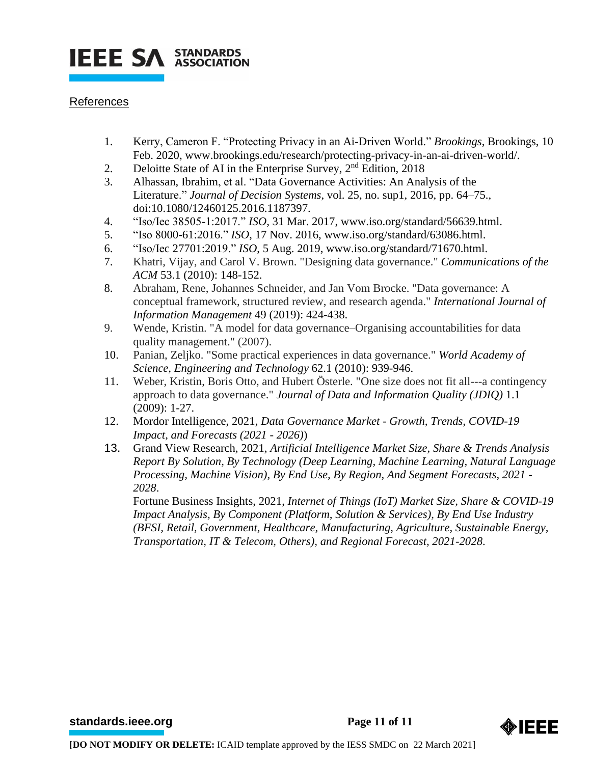References

1. Kerry, Cameron F. “Protecting Privacy in an Ai-Driven World.” *Brookings*, Brookings, 10 Feb. 2020, www.brookings.edu/research/protecting-privacy-in-an-ai-driven-world/.
2. Deloitte State of AI in the Enterprise Survey, 2nd Edition, 2018
3. Alhassan, Ibrahim, et al. “Data Governance Activities: An Analysis of the Literature.” *Journal of Decision Systems*, vol. 25, no. sup1, 2016, pp. 64–75., doi:10.1080/12460125.2016.1187397.
4. “Iso/Iec 38505-1:2017.” *ISO*, 31 Mar. 2017, www.iso.org/standard/56639.html.
5. “Iso 8000-61:2016.” *ISO*, 17 Nov. 2016, www.iso.org/standard/63086.html.
6. “Iso/Iec 27701:2019.” *ISO*, 5 Aug. 2019, www.iso.org/standard/71670.html.
7. Khatri, Vijay, and Carol V. Brown. "Designing data governance." *Communications of the ACM* 53.1 (2010): 148-152.
8. Abraham, Rene, Johannes Schneider, and Jan Vom Brocke. "Data governance: A conceptual framework, structured review, and research agenda." *International Journal of Information Management* 49 (2019): 424-438.
9. Wende, Kristin. "A model for data governance–Organising accountabilities for data quality management." (2007).
10. Panian, Zeljko. "Some practical experiences in data governance." *World Academy of Science, Engineering and Technology* 62.1 (2010): 939-946.
11. Weber, Kristin, Boris Otto, and Hubert Österle. "One size does not fit all---a contingency approach to data governance." *Journal of Data and Information Quality (JDIQ)* 1.1 (2009): 1-27.
12. Mordor Intelligence, 2021, *Data Governance Market - Growth, Trends, COVID-19 Impact, and Forecasts (2021 - 2026)*)
13. Grand View Research, 2021, *Artificial Intelligence Market Size, Share & Trends Analysis Report By Solution, By Technology (Deep Learning, Machine Learning, Natural Language Processing, Machine Vision), By End Use, By Region, And Segment Forecasts, 2021 - 2028*.

    Fortune Business Insights, 2021, *Internet of Things (IoT) Market Size, Share & COVID-19 Impact Analysis, By Component (Platform, Solution & Services), By End Use Industry (BFSI, Retail, Government, Healthcare, Manufacturing, Agriculture, Sustainable Energy, Transportation, IT & Telecom, Others), and Regional Forecast, 2021-2028*.

**[DO NOT MODIFY OR DELETE:** ICAID template approved by the IESS SMDC on 22 March 2021]